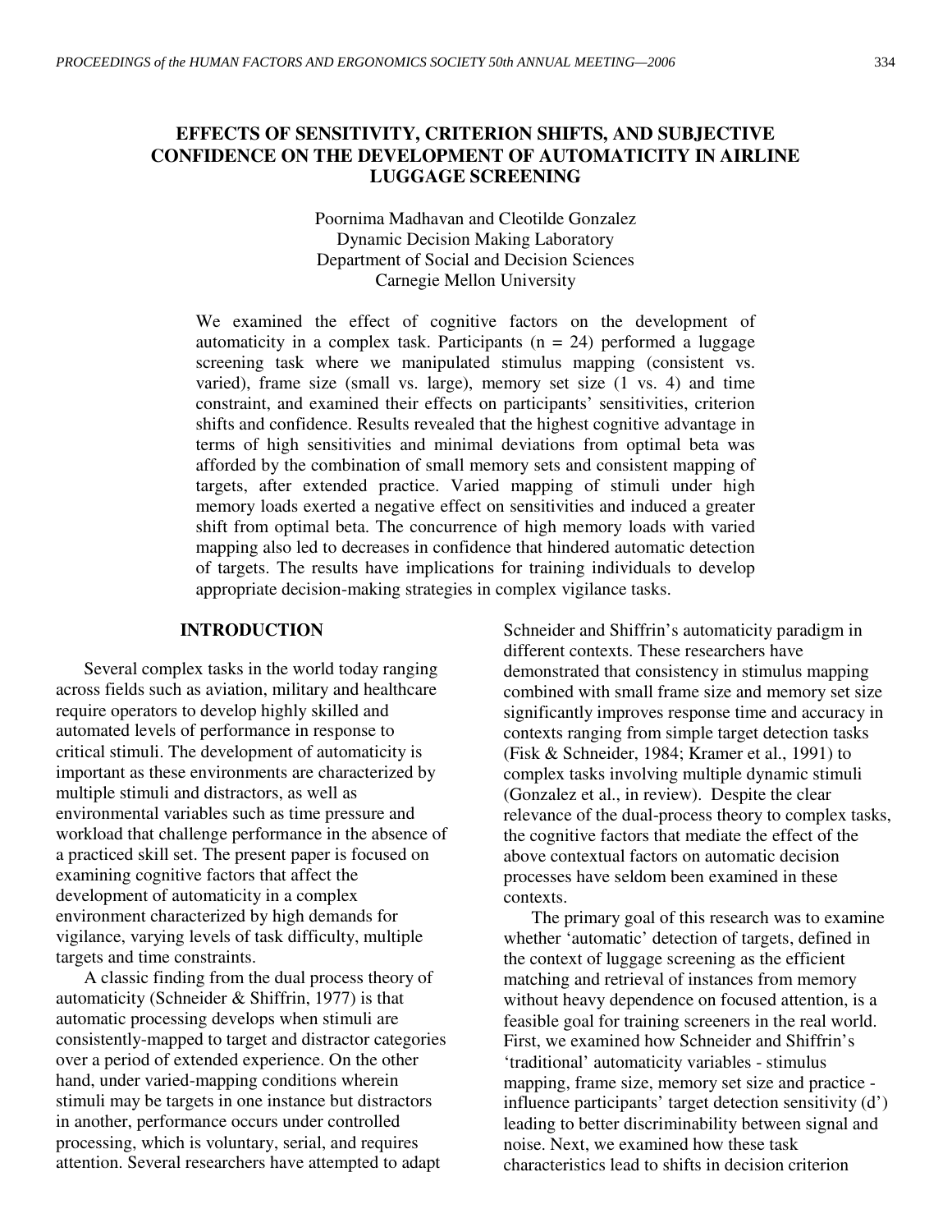# EFFECTS OF SENSITIVITY, CRITERION SHIFTS, AND SUBJECTIVE CONFIDENCE ON THE DEVELOPMENT OF AUTOMATICITY IN AIRLINE LUGGAGE SCREENING

Poornima Madhavan and Cleotilde Gonzalez
Dynamic Decision Making Laboratory
Department of Social and Decision Sciences
Carnegie Mellon University

We examined the effect of cognitive factors on the development of automaticity in a complex task. Participants (n = 24) performed a luggage screening task where we manipulated stimulus mapping (consistent vs. varied), frame size (small vs. large), memory set size (1 vs. 4) and time constraint, and examined their effects on participants' sensitivities, criterion shifts and confidence. Results revealed that the highest cognitive advantage in terms of high sensitivities and minimal deviations from optimal beta was afforded by the combination of small memory sets and consistent mapping of targets, after extended practice. Varied mapping of stimuli under high memory loads exerted a negative effect on sensitivities and induced a greater shift from optimal beta. The concurrence of high memory loads with varied mapping also led to decreases in confidence that hindered automatic detection of targets. The results have implications for training individuals to develop appropriate decision-making strategies in complex vigilance tasks.

## INTRODUCTION

Several complex tasks in the world today ranging across fields such as aviation, military and healthcare require operators to develop highly skilled and automated levels of performance in response to critical stimuli. The development of automaticity is important as these environments are characterized by multiple stimuli and distractors, as well as environmental variables such as time pressure and workload that challenge performance in the absence of a practiced skill set. The present paper is focused on examining cognitive factors that affect the development of automaticity in a complex environment characterized by high demands for vigilance, varying levels of task difficulty, multiple targets and time constraints.

A classic finding from the dual process theory of automaticity (Schneider & Shiffrin, 1977) is that automatic processing develops when stimuli are consistently-mapped to target and distractor categories over a period of extended experience. On the other hand, under varied-mapping conditions wherein stimuli may be targets in one instance but distractors in another, performance occurs under controlled processing, which is voluntary, serial, and requires attention. Several researchers have attempted to adapt Schneider and Shiffrin's automaticity paradigm in different contexts. These researchers have demonstrated that consistency in stimulus mapping combined with small frame size and memory set size significantly improves response time and accuracy in contexts ranging from simple target detection tasks (Fisk & Schneider, 1984; Kramer et al., 1991) to complex tasks involving multiple dynamic stimuli (Gonzalez et al., in review). Despite the clear relevance of the dual-process theory to complex tasks, the cognitive factors that mediate the effect of the above contextual factors on automatic decision processes have seldom been examined in these contexts.

The primary goal of this research was to examine whether 'automatic' detection of targets, defined in the context of luggage screening as the efficient matching and retrieval of instances from memory without heavy dependence on focused attention, is a feasible goal for training screeners in the real world. First, we examined how Schneider and Shiffrin's 'traditional' automaticity variables - stimulus mapping, frame size, memory set size and practice - influence participants' target detection sensitivity (d') leading to better discriminability between signal and noise. Next, we examined how these task characteristics lead to shifts in decision criterion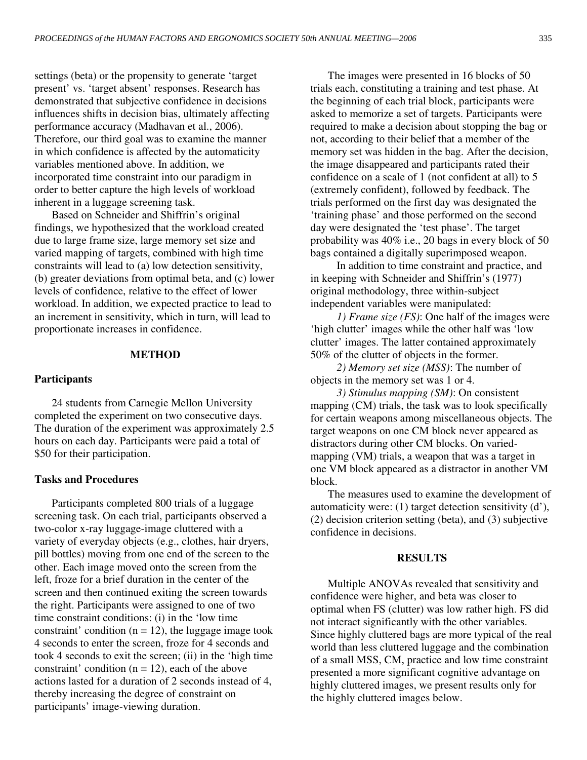settings (beta) or the propensity to generate 'target present' vs. 'target absent' responses. Research has demonstrated that subjective confidence in decisions influences shifts in decision bias, ultimately affecting performance accuracy (Madhavan et al., 2006). Therefore, our third goal was to examine the manner in which confidence is affected by the automaticity variables mentioned above. In addition, we incorporated time constraint into our paradigm in order to better capture the high levels of workload inherent in a luggage screening task.

Based on Schneider and Shiffrin's original findings, we hypothesized that the workload created due to large frame size, large memory set size and varied mapping of targets, combined with high time constraints will lead to (a) low detection sensitivity, (b) greater deviations from optimal beta, and (c) lower levels of confidence, relative to the effect of lower workload. In addition, we expected practice to lead to an increment in sensitivity, which in turn, will lead to proportionate increases in confidence.

## METHOD

### Participants

24 students from Carnegie Mellon University completed the experiment on two consecutive days. The duration of the experiment was approximately 2.5 hours on each day. Participants were paid a total of \$50 for their participation.

### Tasks and Procedures

Participants completed 800 trials of a luggage screening task. On each trial, participants observed a two-color x-ray luggage-image cluttered with a variety of everyday objects (e.g., clothes, hair dryers, pill bottles) moving from one end of the screen to the other. Each image moved onto the screen from the left, froze for a brief duration in the center of the screen and then continued exiting the screen towards the right. Participants were assigned to one of two time constraint conditions: (i) in the 'low time constraint' condition (n = 12), the luggage image took 4 seconds to enter the screen, froze for 4 seconds and took 4 seconds to exit the screen; (ii) in the 'high time constraint' condition (n = 12), each of the above actions lasted for a duration of 2 seconds instead of 4, thereby increasing the degree of constraint on participants' image-viewing duration.

The images were presented in 16 blocks of 50 trials each, constituting a training and test phase. At the beginning of each trial block, participants were asked to memorize a set of targets. Participants were required to make a decision about stopping the bag or not, according to their belief that a member of the memory set was hidden in the bag. After the decision, the image disappeared and participants rated their confidence on a scale of 1 (not confident at all) to 5 (extremely confident), followed by feedback. The trials performed on the first day was designated the 'training phase' and those performed on the second day were designated the 'test phase'. The target probability was 40% i.e., 20 bags in every block of 50 bags contained a digitally superimposed weapon.

In addition to time constraint and practice, and in keeping with Schneider and Shiffrin's (1977) original methodology, three within-subject independent variables were manipulated:

*1) Frame size (FS)*: One half of the images were 'high clutter' images while the other half was 'low clutter' images. The latter contained approximately 50% of the clutter of objects in the former.

*2) Memory set size (MSS)*: The number of objects in the memory set was 1 or 4.

*3) Stimulus mapping (SM)*: On consistent mapping (CM) trials, the task was to look specifically for certain weapons among miscellaneous objects. The target weapons on one CM block never appeared as distractors during other CM blocks. On varied-mapping (VM) trials, a weapon that was a target in one VM block appeared as a distractor in another VM block.

The measures used to examine the development of automaticity were: (1) target detection sensitivity (d'), (2) decision criterion setting (beta), and (3) subjective confidence in decisions.

## RESULTS

Multiple ANOVAs revealed that sensitivity and confidence were higher, and beta was closer to optimal when FS (clutter) was low rather high. FS did not interact significantly with the other variables. Since highly cluttered bags are more typical of the real world than less cluttered luggage and the combination of a small MSS, CM, practice and low time constraint presented a more significant cognitive advantage on highly cluttered images, we present results only for the highly cluttered images below.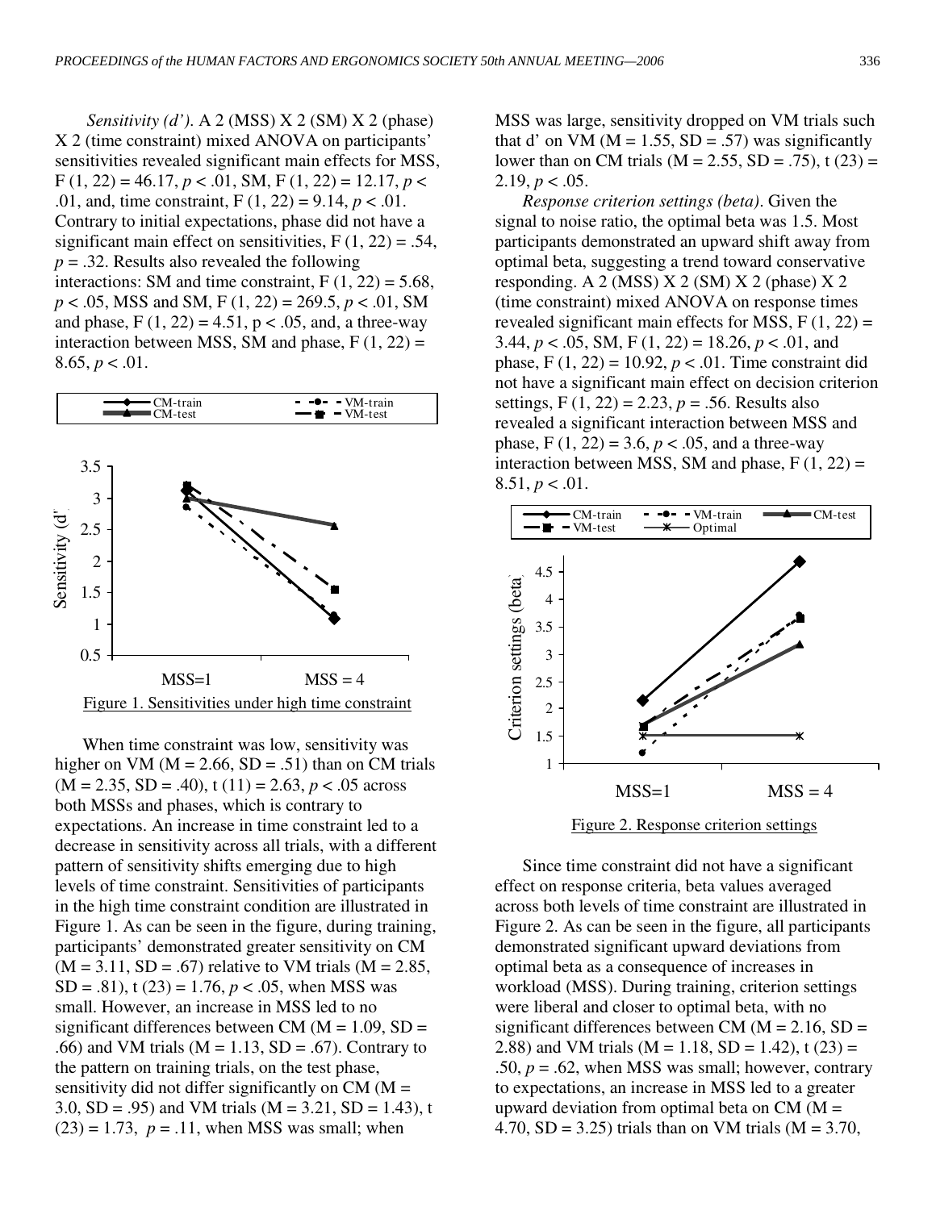*Sensitivity (d')*. A 2 (MSS) X 2 (SM) X 2 (phase) X 2 (time constraint) mixed ANOVA on participants' sensitivities revealed significant main effects for MSS, $F(1, 22) = 46.17$, $p < .01$, SM, $F(1, 22) = 12.17$, $p < .01$, and, time constraint, $F(1, 22) = 9.14$, $p < .01$. Contrary to initial expectations, phase did not have a significant main effect on sensitivities, $F(1, 22) = .54$, $p = .32$. Results also revealed the following interactions: SM and time constraint, $F(1, 22) = 5.68$, $p < .05$, MSS and SM, $F(1, 22) = 269.5$, $p < .01$, SM and phase, $F(1, 22) = 4.51$, $p < .05$, and, a three-way interaction between MSS, SM and phase, $F(1, 22) = 8.65$, $p < .01$.

Figure 1. Sensitivities under high time constraint

When time constraint was low, sensitivity was higher on VM ($M = 2.66$, $SD = .51$) than on CM trials ($M = 2.35$, $SD = .40$), $t(11) = 2.63$, $p < .05$ across both MSSs and phases, which is contrary to expectations. An increase in time constraint led to a decrease in sensitivity across all trials, with a different pattern of sensitivity shifts emerging due to high levels of time constraint. Sensitivities of participants in the high time constraint condition are illustrated in Figure 1. As can be seen in the figure, during training, participants' demonstrated greater sensitivity on CM ($M = 3.11$, $SD = .67$) relative to VM trials ($M = 2.85$, $SD = .81$), $t(23) = 1.76$, $p < .05$, when MSS was small. However, an increase in MSS led to no significant differences between CM ($M = 1.09$, $SD = .66$) and VM trials ($M = 1.13$, $SD = .67$). Contrary to the pattern on training trials, on the test phase, sensitivity did not differ significantly on CM ($M = 3.0$, $SD = .95$) and VM trials ($M = 3.21$, $SD = 1.43$), $t(23) = 1.73$, $p = .11$, when MSS was small; when MSS was large, sensitivity dropped on VM trials such that d' on VM ($M = 1.55$, $SD = .57$) was significantly lower than on CM trials ($M = 2.55$, $SD = .75$), $t(23) = 2.19$, $p < .05$.

*Response criterion settings (beta)*. Given the signal to noise ratio, the optimal beta was 1.5. Most participants demonstrated an upward shift away from optimal beta, suggesting a trend toward conservative responding. A 2 (MSS) X 2 (SM) X 2 (phase) X 2 (time constraint) mixed ANOVA on response times revealed significant main effects for MSS, $F(1, 22) = 3.44$, $p < .05$, SM, $F(1, 22) = 18.26$, $p < .01$, and phase, $F(1, 22) = 10.92$, $p < .01$. Time constraint did not have a significant main effect on decision criterion settings, $F(1, 22) = 2.23$, $p = .56$. Results also revealed a significant interaction between MSS and phase, $F(1, 22) = 3.6$, $p < .05$, and a three-way interaction between MSS, SM and phase, $F(1, 22) = 8.51$, $p < .01$.

Figure 2. Response criterion settings

Since time constraint did not have a significant effect on response criteria, beta values averaged across both levels of time constraint are illustrated in Figure 2. As can be seen in the figure, all participants demonstrated significant upward deviations from optimal beta as a consequence of increases in workload (MSS). During training, criterion settings were liberal and closer to optimal beta, with no significant differences between CM ($M = 2.16$, $SD = 2.88$) and VM trials ($M = 1.18$, $SD = 1.42$), $t(23) = .50$, $p = .62$, when MSS was small; however, contrary to expectations, an increase in MSS led to a greater upward deviation from optimal beta on CM ($M = 4.70$, $SD = 3.25$) trials than on VM trials ($M = 3.70$,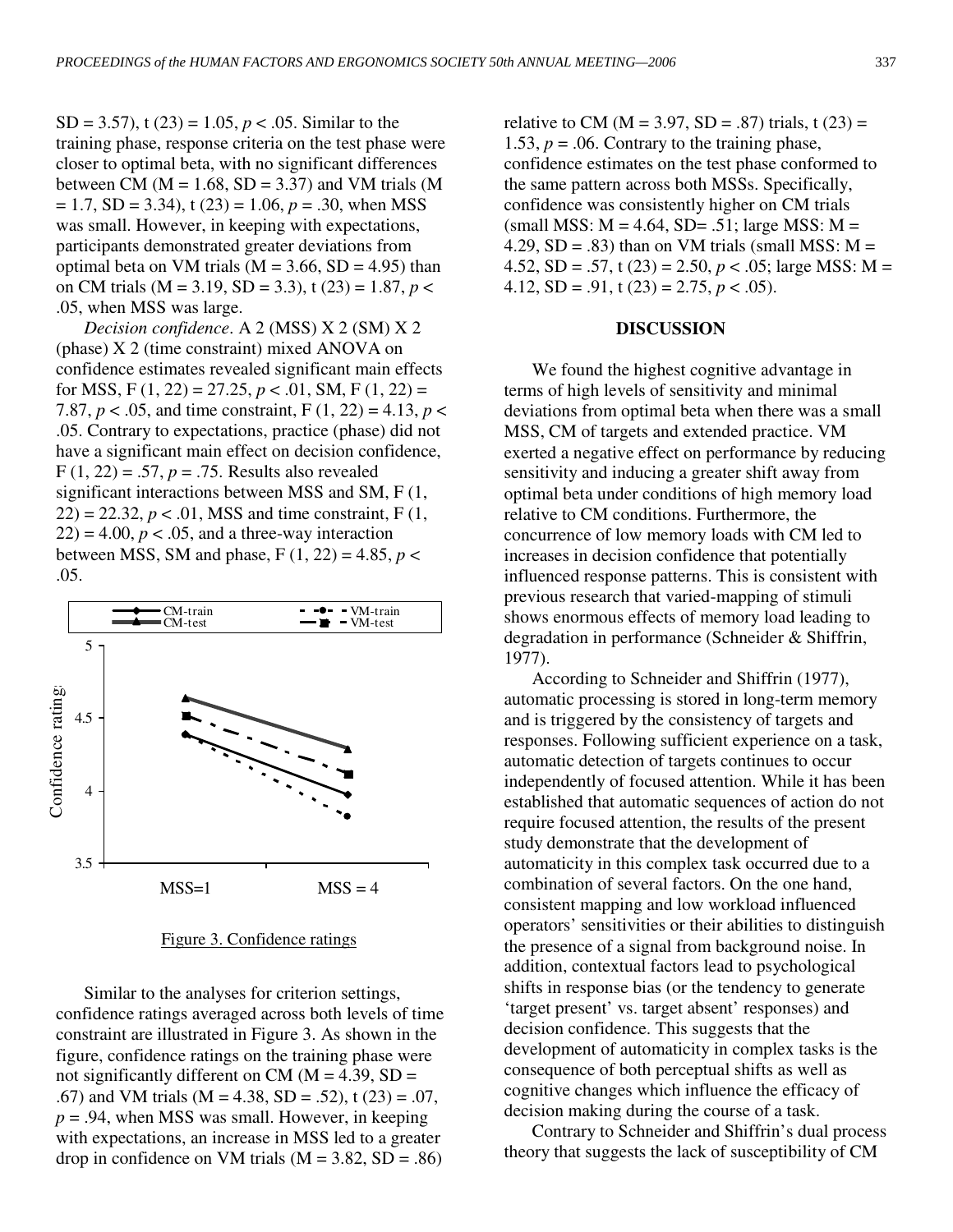SD = 3.57), t (23) = 1.05, $p < .05$. Similar to the training phase, response criteria on the test phase were closer to optimal beta, with no significant differences between CM (M = 1.68, SD = 3.37) and VM trials (M = 1.7, SD = 3.34), t (23) = 1.06, $p = .30$, when MSS was small. However, in keeping with expectations, participants demonstrated greater deviations from optimal beta on VM trials (M = 3.66, SD = 4.95) than on CM trials (M = 3.19, SD = 3.3), t (23) = 1.87, $p < .05$, when MSS was large.

*Decision confidence*. A 2 (MSS) X 2 (SM) X 2 (phase) X 2 (time constraint) mixed ANOVA on confidence estimates revealed significant main effects for MSS, F (1, 22) = 27.25, $p < .01$, SM, F (1, 22) = 7.87, $p < .05$, and time constraint, F (1, 22) = 4.13, $p < .05$. Contrary to expectations, practice (phase) did not have a significant main effect on decision confidence, F (1, 22) = .57, $p = .75$. Results also revealed significant interactions between MSS and SM, F (1, 22) = 22.32, $p < .01$, MSS and time constraint, F (1, 22) = 4.00, $p < .05$, and a three-way interaction between MSS, SM and phase, F (1, 22) = 4.85, $p < .05$.

Figure 3. Confidence ratings

Similar to the analyses for criterion settings, confidence ratings averaged across both levels of time constraint are illustrated in Figure 3. As shown in the figure, confidence ratings on the training phase were not significantly different on CM (M = 4.39, SD = .67) and VM trials (M = 4.38, SD = .52), t (23) = .07, $p = .94$, when MSS was small. However, in keeping with expectations, an increase in MSS led to a greater drop in confidence on VM trials (M = 3.82, SD = .86) relative to CM (M = 3.97, SD = .87) trials, t (23) = 1.53, $p = .06$. Contrary to the training phase, confidence estimates on the test phase conformed to the same pattern across both MSSs. Specifically, confidence was consistently higher on CM trials (small MSS: M = 4.64, SD= .51; large MSS: M = 4.29, SD = .83) than on VM trials (small MSS: M = 4.52, SD = .57, t (23) = 2.50, $p < .05$; large MSS: M = 4.12, SD = .91, t (23) = 2.75, $p < .05$).

## DISCUSSION

We found the highest cognitive advantage in terms of high levels of sensitivity and minimal deviations from optimal beta when there was a small MSS, CM of targets and extended practice. VM exerted a negative effect on performance by reducing sensitivity and inducing a greater shift away from optimal beta under conditions of high memory load relative to CM conditions. Furthermore, the concurrence of low memory loads with CM led to increases in decision confidence that potentially influenced response patterns. This is consistent with previous research that varied-mapping of stimuli shows enormous effects of memory load leading to degradation in performance (Schneider & Shiffrin, 1977).

According to Schneider and Shiffrin (1977), automatic processing is stored in long-term memory and is triggered by the consistency of targets and responses. Following sufficient experience on a task, automatic detection of targets continues to occur independently of focused attention. While it has been established that automatic sequences of action do not require focused attention, the results of the present study demonstrate that the development of automaticity in this complex task occurred due to a combination of several factors. On the one hand, consistent mapping and low workload influenced operators' sensitivities or their abilities to distinguish the presence of a signal from background noise. In addition, contextual factors lead to psychological shifts in response bias (or the tendency to generate 'target present' vs. target absent' responses) and decision confidence. This suggests that the development of automaticity in complex tasks is the consequence of both perceptual shifts as well as cognitive changes which influence the efficacy of decision making during the course of a task.

Contrary to Schneider and Shiffrin's dual process theory that suggests the lack of susceptibility of CM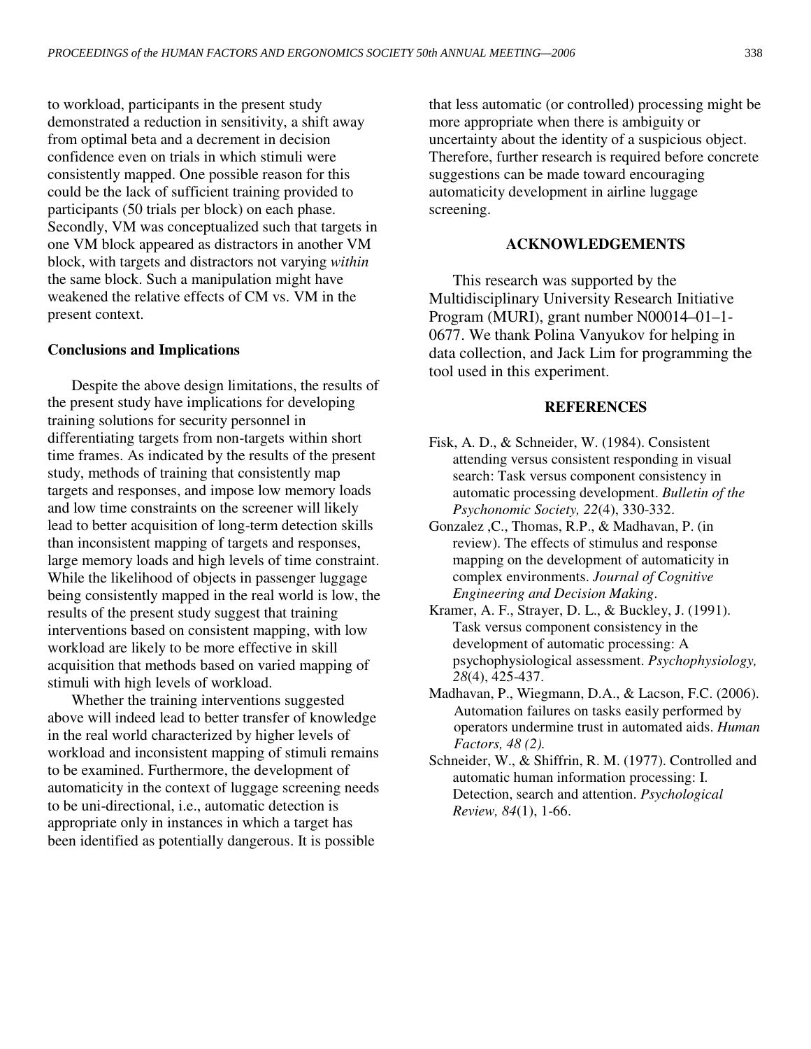to workload, participants in the present study demonstrated a reduction in sensitivity, a shift away from optimal beta and a decrement in decision confidence even on trials in which stimuli were consistently mapped. One possible reason for this could be the lack of sufficient training provided to participants (50 trials per block) on each phase. Secondly, VM was conceptualized such that targets in one VM block appeared as distractors in another VM block, with targets and distractors not varying *within* the same block. Such a manipulation might have weakened the relative effects of CM vs. VM in the present context.

## Conclusions and Implications

Despite the above design limitations, the results of the present study have implications for developing training solutions for security personnel in differentiating targets from non-targets within short time frames. As indicated by the results of the present study, methods of training that consistently map targets and responses, and impose low memory loads and low time constraints on the screener will likely lead to better acquisition of long-term detection skills than inconsistent mapping of targets and responses, large memory loads and high levels of time constraint. While the likelihood of objects in passenger luggage being consistently mapped in the real world is low, the results of the present study suggest that training interventions based on consistent mapping, with low workload are likely to be more effective in skill acquisition that methods based on varied mapping of stimuli with high levels of workload.

Whether the training interventions suggested above will indeed lead to better transfer of knowledge in the real world characterized by higher levels of workload and inconsistent mapping of stimuli remains to be examined. Furthermore, the development of automaticity in the context of luggage screening needs to be uni-directional, i.e., automatic detection is appropriate only in instances in which a target has been identified as potentially dangerous. It is possible that less automatic (or controlled) processing might be more appropriate when there is ambiguity or uncertainty about the identity of a suspicious object. Therefore, further research is required before concrete suggestions can be made toward encouraging automaticity development in airline luggage screening.

## ACKNOWLEDGEMENTS

This research was supported by the Multidisciplinary University Research Initiative Program (MURI), grant number N00014–01–1-0677. We thank Polina Vanyukov for helping in data collection, and Jack Lim for programming the tool used in this experiment.

## REFERENCES

Fisk, A. D., & Schneider, W. (1984). Consistent attending versus consistent responding in visual search: Task versus component consistency in automatic processing development. *Bulletin of the Psychonomic Society, 22*(4), 330-332.

Gonzalez ,C., Thomas, R.P., & Madhavan, P. (in review). The effects of stimulus and response mapping on the development of automaticity in complex environments. *Journal of Cognitive Engineering and Decision Making*.

Kramer, A. F., Strayer, D. L., & Buckley, J. (1991). Task versus component consistency in the development of automatic processing: A psychophysiological assessment. *Psychophysiology, 28*(4), 425-437.

Madhavan, P., Wiegmann, D.A., & Lacson, F.C. (2006). Automation failures on tasks easily performed by operators undermine trust in automated aids. *Human Factors, 48 (2).*

Schneider, W., & Shiffrin, R. M. (1977). Controlled and automatic human information processing: I. Detection, search and attention. *Psychological Review, 84*(1), 1-66.